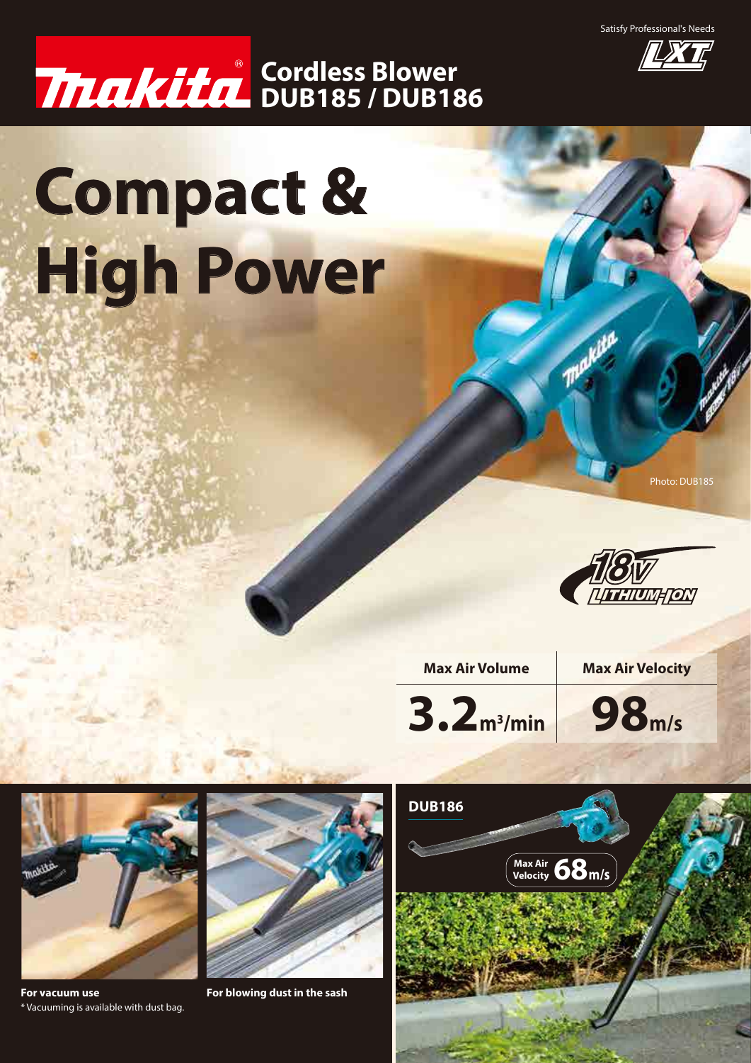Satisfy Professional's Needs

LXT

# Makita® Cordless Blower DUB185 / DUB186

# Compact & High Power

Photo: DUB185

18V LITHIUM-ION

| Max Air Volume | Max Air Velocity |
| --- | --- |
| 3.2 $m^3$/min | 98 m/s |

**For vacuum use**

* Vacuuming is available with dust bag.

**For blowing dust in the sash**

**DUB186**

Max Air Velocity 68 m/s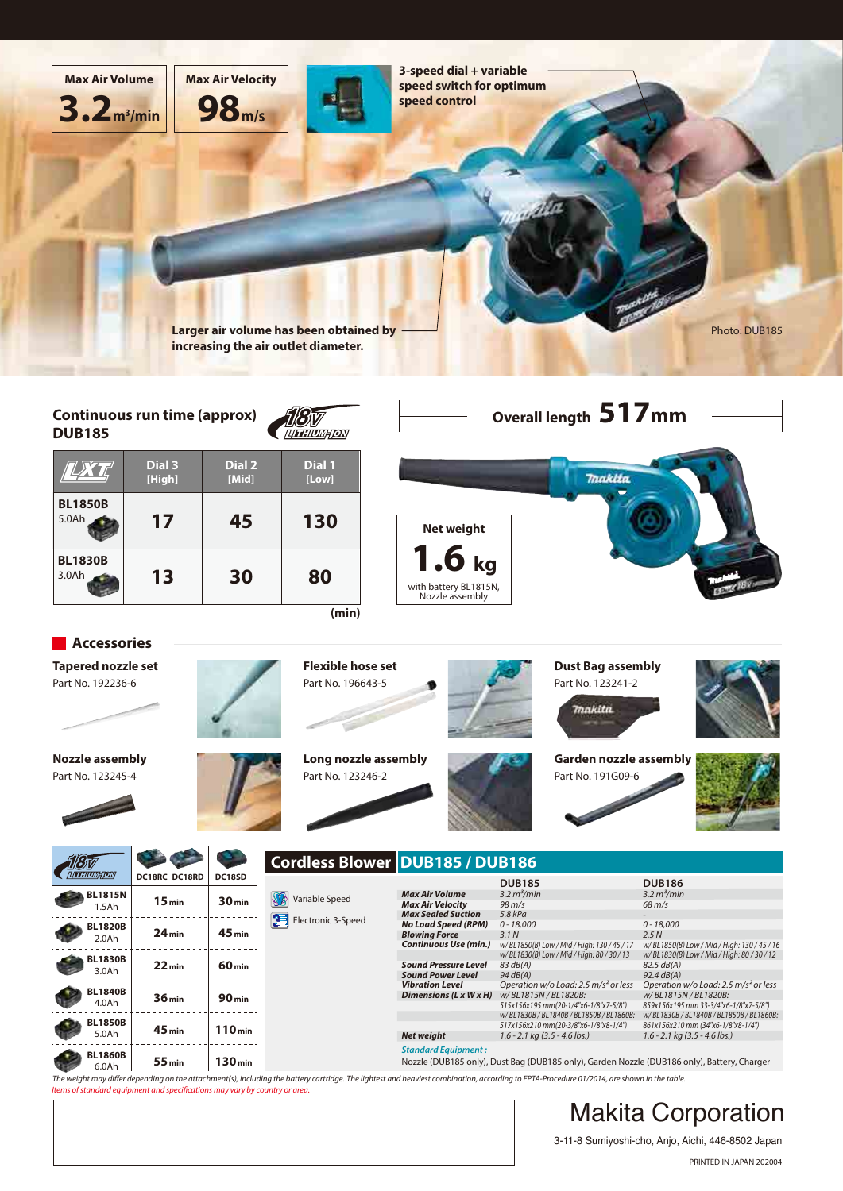Max Air Volume
**3.2** m³/min

Max Air Velocity
**98** m/s

3-speed dial + variable speed switch for optimum speed control

Larger air volume has been obtained by increasing the air outlet diameter.

Photo: DUB185

## Continuous run time (approx) DUB185

| LXT | Dial 3 [High] | Dial 2 [Mid] | Dial 1 [Low] |
|---|---|---|---|
| BL1850B 5.0Ah | 17 | 45 | 130 |
| BL1830B 3.0Ah | 13 | 30 | 80 |

(min)

## Overall length 517mm

Net weight
**1.6 kg**
with battery BL1815N, Nozzle assembly

## Accessories

**Tapered nozzle set**
Part No. 192236-6

**Flexible hose set**
Part No. 196643-5

**Dust Bag assembly**
Part No. 123241-2

**Nozzle assembly**
Part No. 123245-4

**Long nozzle assembly**
Part No. 123246-2

**Garden nozzle assembly**
Part No. 191G09-6

| 18V LITHIUM-ION | DC18RC DC18RD | DC18SD |
|---|---|---|
| BL1815N 1.5Ah | 15 min | 30 min |
| BL1820B 2.0Ah | 24 min | 45 min |
| BL1830B 3.0Ah | 22 min | 60 min |
| BL1840B 4.0Ah | 36 min | 90 min |
| BL1850B 5.0Ah | 45 min | 110 min |
| BL1860B 6.0Ah | 55 min | 130 min |

## Cordless Blower DUB185 / DUB186

- Variable Speed
- Electronic 3-Speed

| | DUB185 | DUB186 |
|---|---|---|
| *Max Air Volume* | 3.2 m³/min | 3.2 m³/min |
| *Max Air Velocity* | 98 m/s | 68 m/s |
| *Max Sealed Suction* | 5.8 kPa | - |
| *No Load Speed (RPM)* | 0 - 18,000 | 0 - 18,000 |
| *Blowing Force* | 3.1 N | 2.5 N |
| *Continuous Use (min.)* | w/ BL1850(B) Low / Mid / High: 130 / 45 / 17<br>w/ BL1830(B) Low / Mid / High: 80 / 30 / 13 | w/ BL1850(B) Low / Mid / High: 130 / 45 / 16<br>w/ BL1830(B) Low / Mid / High: 80 / 30 / 12 |
| *Sound Pressure Level* | 83 dB(A) | 82.5 dB(A) |
| *Sound Power Level* | 94 dB(A) | 92.4 dB(A) |
| *Vibration Level* | Operation w/o Load: 2.5 m/s² or less | Operation w/o Load: 2.5 m/s² or less |
| *Dimensions (L x W x H)* | w/ BL1815N / BL1820B:<br>515x156x195 mm(20-1/4"x6-1/8"x7-5/8")<br>w/ BL1830B / BL1840B / BL1850B / BL1860B:<br>517x156x210 mm(20-3/8"x6-1/8"x8-1/4") | w/ BL1815N / BL1820B:<br>859x156x195 mm 33-3/4"x6-1/8"x7-5/8")<br>w/ BL1830B / BL1840B / BL1850B / BL1860B:<br>861x156x210 mm (34"x6-1/8"x8-1/4") |
| *Net weight* | 1.6 - 2.1 kg (3.5 - 4.6 lbs.) | 1.6 - 2.1 kg (3.5 - 4.6 lbs.) |

*Standard Equipment :*
Nozzle (DUB185 only), Dust Bag (DUB185 only), Garden Nozzle (DUB186 only), Battery, Charger

*The weight may differ depending on the attachment(s), including the battery cartridge. The lightest and heaviest combination, according to EPTA-Procedure 01/2014, are shown in the table.*
*Items of standard equipment and specifications may vary by country or area.*

Makita Corporation
3-11-8 Sumiyoshi-cho, Anjo, Aichi, 446-8502 Japan

PRINTED IN JAPAN 202004